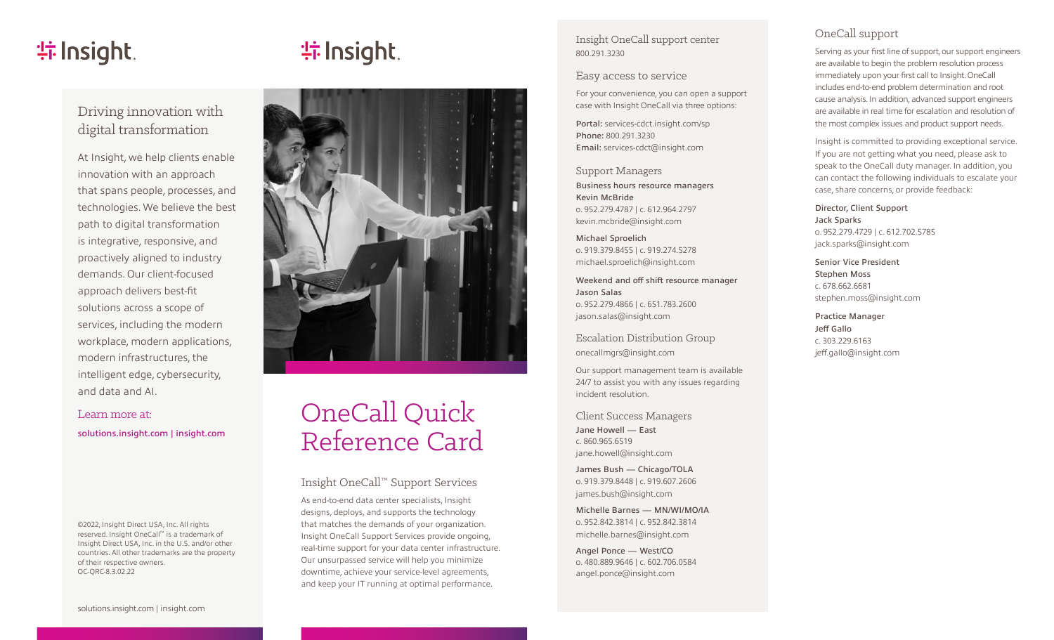Insight.

## Driving innovation with digital transformation

At Insight, we help clients enable innovation with an approach that spans people, processes, and technologies. We believe the best path to digital transformation is integrative, responsive, and proactively aligned to industry demands. Our client-focused approach delivers best-fit solutions across a scope of services, including the modern workplace, modern applications, modern infrastructures, the intelligent edge, cybersecurity, and data and AI.

Learn more at:

solutions.insight.com | insight.com

©2022, Insight Direct USA, Inc. All rights reserved. Insight OneCall™ is a trademark of Insight Direct USA, Inc. in the U.S. and/or other countries. All other trademarks are the property of their respective owners.
OC-QRC-8.3.02.22

solutions.insight.com | insight.com

Insight.

# OneCall Quick Reference Card

## Insight OneCall™ Support Services

As end-to-end data center specialists, Insight designs, deploys, and supports the technology that matches the demands of your organization. Insight OneCall Support Services provide ongoing, real-time support for your data center infrastructure. Our unsurpassed service will help you minimize downtime, achieve your service-level agreements, and keep your IT running at optimal performance.

## Insight OneCall support center

800.291.3230

## Easy access to service

For your convenience, you can open a support case with Insight OneCall via three options:

**Portal:** services-cdct.insight.com/sp
**Phone:** 800.291.3230
**Email:** services-cdct@insight.com

## Support Managers

**Business hours resource managers**
**Kevin McBride**
o. 952.279.4787 | c. 612.964.2797
kevin.mcbride@insight.com

**Michael Sproelich**
o. 919.379.8455 | c. 919.274.5278
michael.sproelich@insight.com

**Weekend and off shift resource manager**
**Jason Salas**
o. 952.279.4866 | c. 651.783.2600
jason.salas@insight.com

## Escalation Distribution Group

onecallmgrs@insight.com

Our support management team is available 24/7 to assist you with any issues regarding incident resolution.

## Client Success Managers

**Jane Howell — East**
c. 860.965.6519
jane.howell@insight.com

**James Bush — Chicago/TOLA**
o. 919.379.8448 | c. 919.607.2606
james.bush@insight.com

**Michelle Barnes — MN/WI/MO/IA**
o. 952.842.3814 | c. 952.842.3814
michelle.barnes@insight.com

**Angel Ponce — West/CO**
o. 480.889.9646 | c. 602.706.0584
angel.ponce@insight.com

## OneCall support

Serving as your first line of support, our support engineers are available to begin the problem resolution process immediately upon your first call to Insight. OneCall includes end-to-end problem determination and root cause analysis. In addition, advanced support engineers are available in real time for escalation and resolution of the most complex issues and product support needs.

Insight is committed to providing exceptional service. If you are not getting what you need, please ask to speak to the OneCall duty manager. In addition, you can contact the following individuals to escalate your case, share concerns, or provide feedback:

**Director, Client Support**
**Jack Sparks**
o. 952.279.4729 | c. 612.702.5785
jack.sparks@insight.com

**Senior Vice President**
**Stephen Moss**
c. 678.662.6681
stephen.moss@insight.com

**Practice Manager**
**Jeff Gallo**
c. 303.229.6163
jeff.gallo@insight.com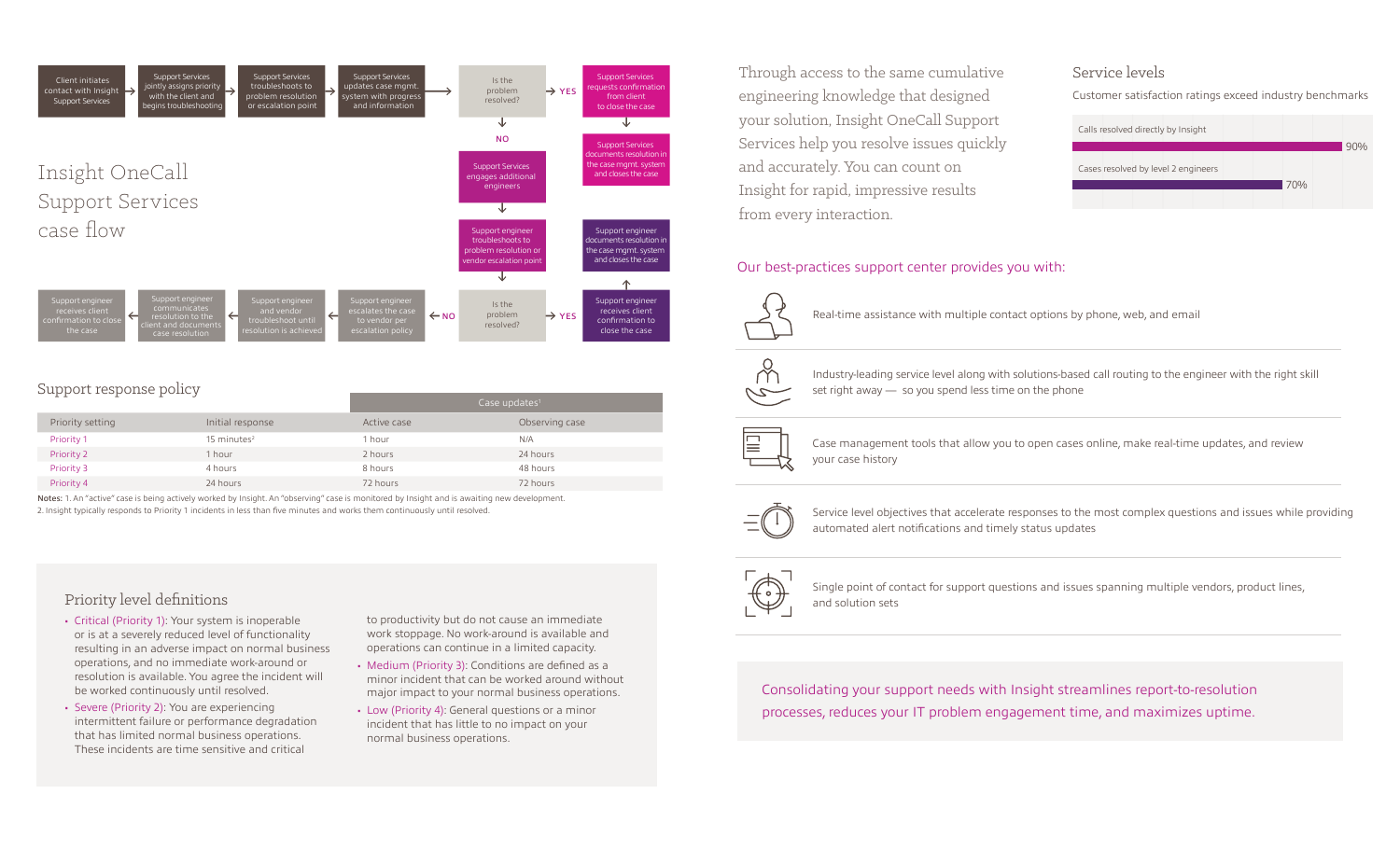# Insight OneCall Support Services case flow

Client initiates contact with Insight Support Services

Support Services jointly assigns priority with the client and begins troubleshooting

Support Services troubleshoots to problem resolution or escalation point

Support Services updates case mgmt. system with progress and information

Is the problem resolved?

YES

Support Services requests confirmation from client to close the case

Support Services documents resolution in the case mgmt. system and closes the case

NO

Support Services engages additional engineers

Support engineer troubleshoots to problem resolution or vendor escalation point

Is the problem resolved?

YES

Support engineer receives client confirmation to close the case

Support engineer documents resolution in the case mgmt. system and closes the case

NO

Support engineer escalates the case to vendor per escalation policy

Support engineer and vendor troubleshoot until resolution is achieved

Support engineer communicates resolution to the client and documents case resolution

Support engineer receives client confirmation to close the case

## Support response policy

| Priority setting | Initial response | Case updates[1] | |
|---|---|---|---|
| | | Active case | Observing case |
| Priority 1 | 15 minutes[2] | 1 hour | N/A |
| Priority 2 | 1 hour | 2 hours | 24 hours |
| Priority 3 | 4 hours | 8 hours | 48 hours |
| Priority 4 | 24 hours | 72 hours | 72 hours |

**Notes:** 1. An "active" case is being actively worked by Insight. An "observing" case is monitored by Insight and is awaiting new development.
2. Insight typically responds to Priority 1 incidents in less than five minutes and works them continuously until resolved.

## Priority level definitions

- Critical (Priority 1): Your system is inoperable or is at a severely reduced level of functionality resulting in an adverse impact on normal business operations, and no immediate work-around or resolution is available. You agree the incident will be worked continuously until resolved.
- Severe (Priority 2): You are experiencing intermittent failure or performance degradation that has limited normal business operations. These incidents are time sensitive and critical to productivity but do not cause an immediate work stoppage. No work-around is available and operations can continue in a limited capacity.
- Medium (Priority 3): Conditions are defined as a minor incident that can be worked around without major impact to your normal business operations.
- Low (Priority 4): General questions or a minor incident that has little to no impact on your normal business operations.

Through access to the same cumulative engineering knowledge that designed your solution, Insight OneCall Support Services help you resolve issues quickly and accurately. You can count on Insight for rapid, impressive results from every interaction.

## Service levels

Customer satisfaction ratings exceed industry benchmarks

Calls resolved directly by Insight
90%

Cases resolved by level 2 engineers
70%

## Our best-practices support center provides you with:

- Real-time assistance with multiple contact options by phone, web, and email
- Industry-leading service level along with solutions-based call routing to the engineer with the right skill set right away — so you spend less time on the phone
- Case management tools that allow you to open cases online, make real-time updates, and review your case history
- Service level objectives that accelerate responses to the most complex questions and issues while providing automated alert notifications and timely status updates
- Single point of contact for support questions and issues spanning multiple vendors, product lines, and solution sets

Consolidating your support needs with Insight streamlines report-to-resolution processes, reduces your IT problem engagement time, and maximizes uptime.